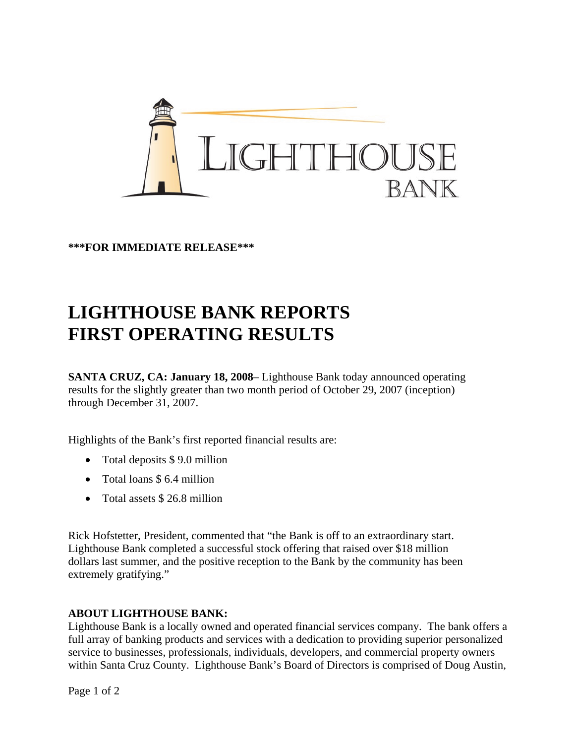**\*\*\*FOR IMMEDIATE RELEASE\*\*\***

# LIGHTHOUSE BANK REPORTS FIRST OPERATING RESULTS

**SANTA CRUZ, CA: January 18, 2008**– Lighthouse Bank today announced operating results for the slightly greater than two month period of October 29, 2007 (inception) through December 31, 2007.

Highlights of the Bank's first reported financial results are:

- Total deposits $ 9.0 million
- Total loans $ 6.4 million
- Total assets $ 26.8 million

Rick Hofstetter, President, commented that "the Bank is off to an extraordinary start. Lighthouse Bank completed a successful stock offering that raised over $18 million dollars last summer, and the positive reception to the Bank by the community has been extremely gratifying."

**ABOUT LIGHTHOUSE BANK:**
Lighthouse Bank is a locally owned and operated financial services company. The bank offers a full array of banking products and services with a dedication to providing superior personalized service to businesses, professionals, individuals, developers, and commercial property owners within Santa Cruz County. Lighthouse Bank's Board of Directors is comprised of Doug Austin,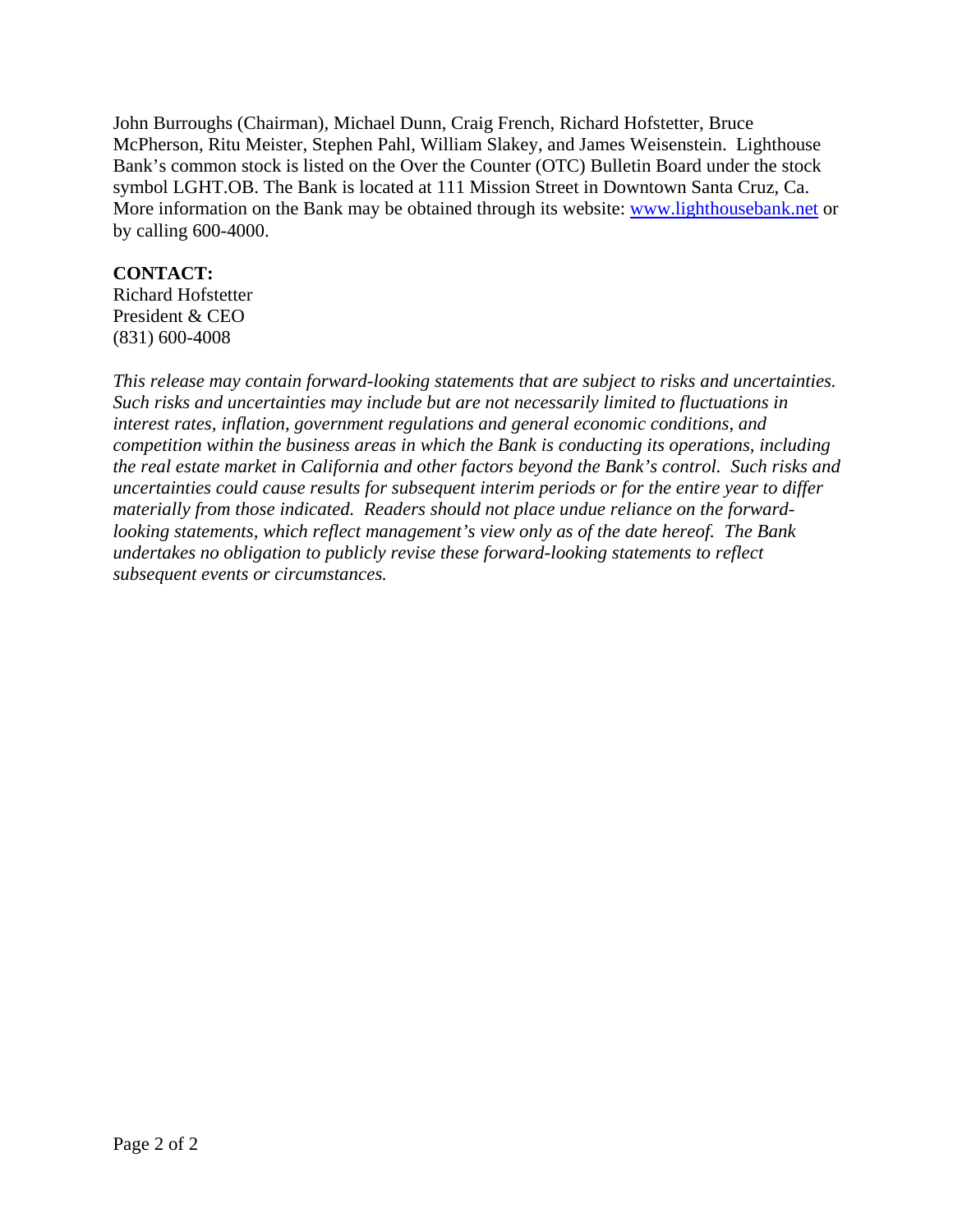John Burroughs (Chairman), Michael Dunn, Craig French, Richard Hofstetter, Bruce McPherson, Ritu Meister, Stephen Pahl, William Slakey, and James Weisenstein. Lighthouse Bank's common stock is listed on the Over the Counter (OTC) Bulletin Board under the stock symbol LGHT.OB. The Bank is located at 111 Mission Street in Downtown Santa Cruz, Ca. More information on the Bank may be obtained through its website: www.lighthousebank.net or by calling 600-4000.

**CONTACT:**
Richard Hofstetter
President & CEO
(831) 600-4008

*This release may contain forward-looking statements that are subject to risks and uncertainties. Such risks and uncertainties may include but are not necessarily limited to fluctuations in interest rates, inflation, government regulations and general economic conditions, and competition within the business areas in which the Bank is conducting its operations, including the real estate market in California and other factors beyond the Bank's control. Such risks and uncertainties could cause results for subsequent interim periods or for the entire year to differ materially from those indicated. Readers should not place undue reliance on the forward-looking statements, which reflect management's view only as of the date hereof. The Bank undertakes no obligation to publicly revise these forward-looking statements to reflect subsequent events or circumstances.*